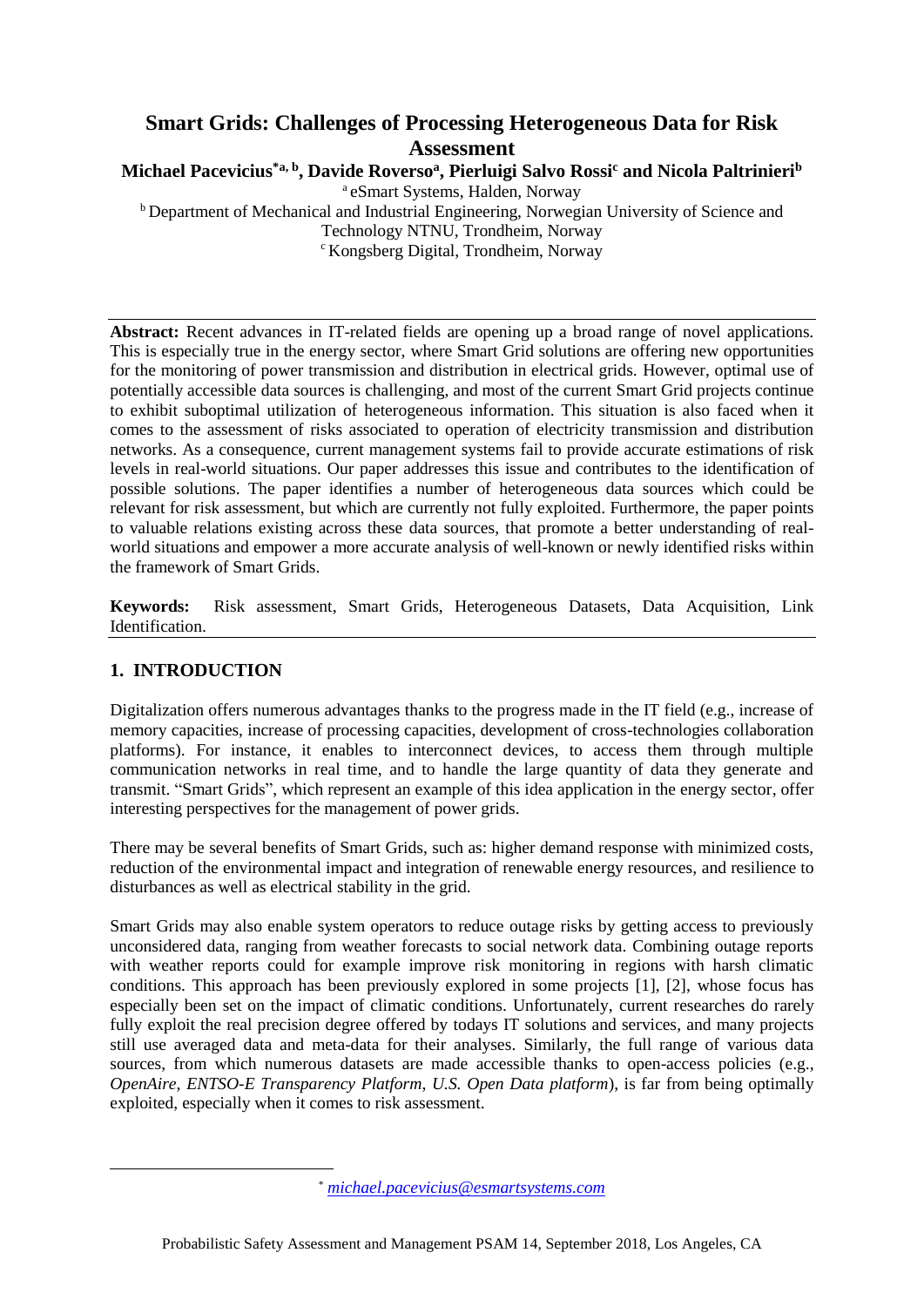# Smart Grids: Challenges of Processing Heterogeneous Data for Risk Assessment

**Michael Pacevicius[*a, b], Davide Roverso[a], Pierluigi Salvo Rossi[c] and Nicola Paltrinieri[b]**

[a] eSmart Systems, Halden, Norway

[b] Department of Mechanical and Industrial Engineering, Norwegian University of Science and Technology NTNU, Trondheim, Norway

[c] Kongsberg Digital, Trondheim, Norway

**Abstract:** Recent advances in IT-related fields are opening up a broad range of novel applications. This is especially true in the energy sector, where Smart Grid solutions are offering new opportunities for the monitoring of power transmission and distribution in electrical grids. However, optimal use of potentially accessible data sources is challenging, and most of the current Smart Grid projects continue to exhibit suboptimal utilization of heterogeneous information. This situation is also faced when it comes to the assessment of risks associated to operation of electricity transmission and distribution networks. As a consequence, current management systems fail to provide accurate estimations of risk levels in real-world situations. Our paper addresses this issue and contributes to the identification of possible solutions. The paper identifies a number of heterogeneous data sources which could be relevant for risk assessment, but which are currently not fully exploited. Furthermore, the paper points to valuable relations existing across these data sources, that promote a better understanding of real-world situations and empower a more accurate analysis of well-known or newly identified risks within the framework of Smart Grids.

**Keywords:** Risk assessment, Smart Grids, Heterogeneous Datasets, Data Acquisition, Link Identification.

## 1. INTRODUCTION

Digitalization offers numerous advantages thanks to the progress made in the IT field (e.g., increase of memory capacities, increase of processing capacities, development of cross-technologies collaboration platforms). For instance, it enables to interconnect devices, to access them through multiple communication networks in real time, and to handle the large quantity of data they generate and transmit. "Smart Grids", which represent an example of this idea application in the energy sector, offer interesting perspectives for the management of power grids.

There may be several benefits of Smart Grids, such as: higher demand response with minimized costs, reduction of the environmental impact and integration of renewable energy resources, and resilience to disturbances as well as electrical stability in the grid.

Smart Grids may also enable system operators to reduce outage risks by getting access to previously unconsidered data, ranging from weather forecasts to social network data. Combining outage reports with weather reports could for example improve risk monitoring in regions with harsh climatic conditions. This approach has been previously explored in some projects [1], [2], whose focus has especially been set on the impact of climatic conditions. Unfortunately, current researches do rarely fully exploit the real precision degree offered by todays IT solutions and services, and many projects still use averaged data and meta-data for their analyses. Similarly, the full range of various data sources, from which numerous datasets are made accessible thanks to open-access policies (e.g., *OpenAire*, *ENTSO-E Transparency Platform*, *U.S. Open Data platform*), is far from being optimally exploited, especially when it comes to risk assessment.

[*] *michael.pacevicius@esmartsystems.com*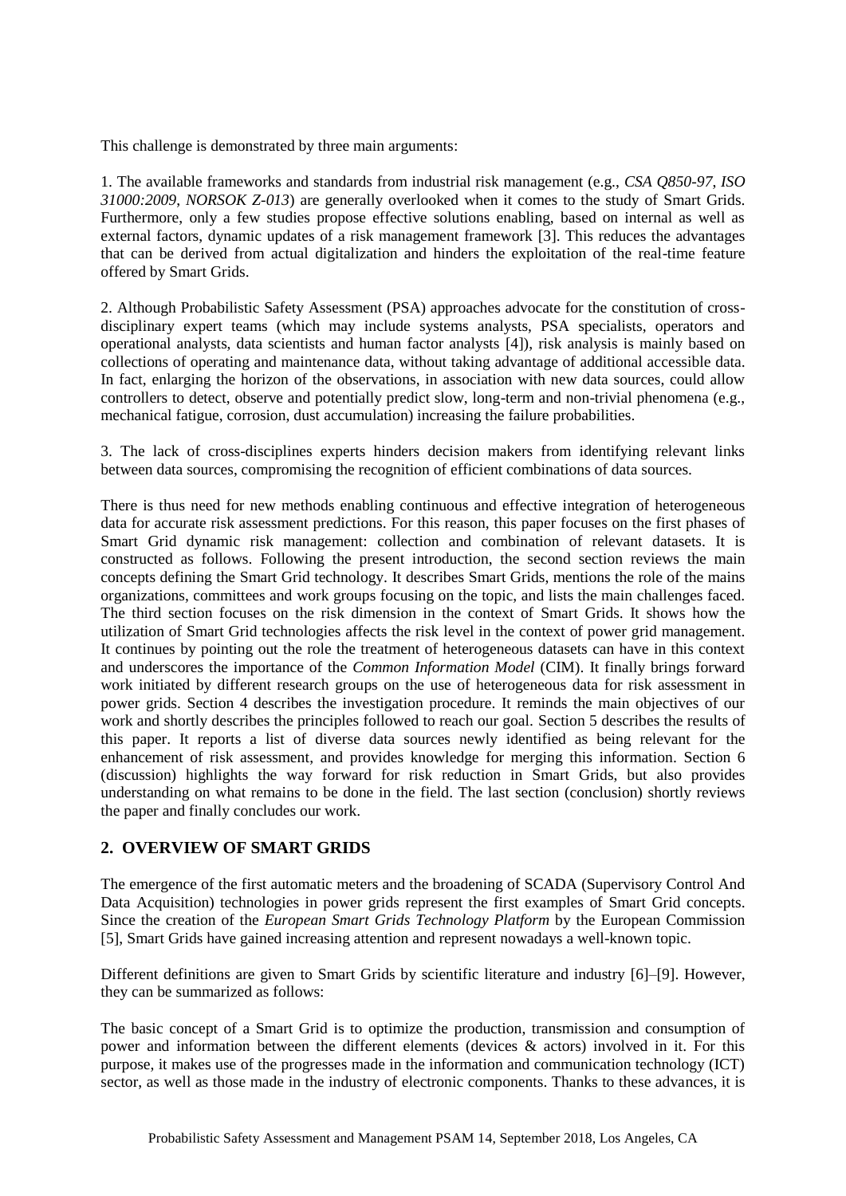This challenge is demonstrated by three main arguments:

1. The available frameworks and standards from industrial risk management (e.g., *CSA Q850-97, ISO 31000:2009, NORSOK Z-013*) are generally overlooked when it comes to the study of Smart Grids. Furthermore, only a few studies propose effective solutions enabling, based on internal as well as external factors, dynamic updates of a risk management framework [3]. This reduces the advantages that can be derived from actual digitalization and hinders the exploitation of the real-time feature offered by Smart Grids.

2. Although Probabilistic Safety Assessment (PSA) approaches advocate for the constitution of cross-disciplinary expert teams (which may include systems analysts, PSA specialists, operators and operational analysts, data scientists and human factor analysts [4]), risk analysis is mainly based on collections of operating and maintenance data, without taking advantage of additional accessible data. In fact, enlarging the horizon of the observations, in association with new data sources, could allow controllers to detect, observe and potentially predict slow, long-term and non-trivial phenomena (e.g., mechanical fatigue, corrosion, dust accumulation) increasing the failure probabilities.

3. The lack of cross-disciplines experts hinders decision makers from identifying relevant links between data sources, compromising the recognition of efficient combinations of data sources.

There is thus need for new methods enabling continuous and effective integration of heterogeneous data for accurate risk assessment predictions. For this reason, this paper focuses on the first phases of Smart Grid dynamic risk management: collection and combination of relevant datasets. It is constructed as follows. Following the present introduction, the second section reviews the main concepts defining the Smart Grid technology. It describes Smart Grids, mentions the role of the mains organizations, committees and work groups focusing on the topic, and lists the main challenges faced. The third section focuses on the risk dimension in the context of Smart Grids. It shows how the utilization of Smart Grid technologies affects the risk level in the context of power grid management. It continues by pointing out the role the treatment of heterogeneous datasets can have in this context and underscores the importance of the *Common Information Model* (CIM). It finally brings forward work initiated by different research groups on the use of heterogeneous data for risk assessment in power grids. Section 4 describes the investigation procedure. It reminds the main objectives of our work and shortly describes the principles followed to reach our goal. Section 5 describes the results of this paper. It reports a list of diverse data sources newly identified as being relevant for the enhancement of risk assessment, and provides knowledge for merging this information. Section 6 (discussion) highlights the way forward for risk reduction in Smart Grids, but also provides understanding on what remains to be done in the field. The last section (conclusion) shortly reviews the paper and finally concludes our work.

## 2. OVERVIEW OF SMART GRIDS

The emergence of the first automatic meters and the broadening of SCADA (Supervisory Control And Data Acquisition) technologies in power grids represent the first examples of Smart Grid concepts. Since the creation of the *European Smart Grids Technology Platform* by the European Commission [5], Smart Grids have gained increasing attention and represent nowadays a well-known topic.

Different definitions are given to Smart Grids by scientific literature and industry [6]–[9]. However, they can be summarized as follows:

The basic concept of a Smart Grid is to optimize the production, transmission and consumption of power and information between the different elements (devices & actors) involved in it. For this purpose, it makes use of the progresses made in the information and communication technology (ICT) sector, as well as those made in the industry of electronic components. Thanks to these advances, it is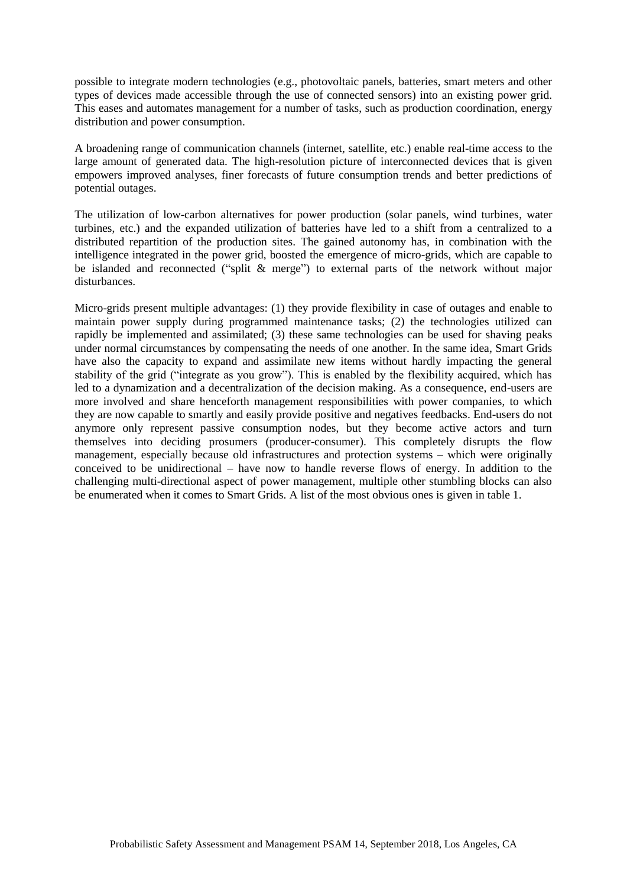possible to integrate modern technologies (e.g., photovoltaic panels, batteries, smart meters and other types of devices made accessible through the use of connected sensors) into an existing power grid. This eases and automates management for a number of tasks, such as production coordination, energy distribution and power consumption.

A broadening range of communication channels (internet, satellite, etc.) enable real-time access to the large amount of generated data. The high-resolution picture of interconnected devices that is given empowers improved analyses, finer forecasts of future consumption trends and better predictions of potential outages.

The utilization of low-carbon alternatives for power production (solar panels, wind turbines, water turbines, etc.) and the expanded utilization of batteries have led to a shift from a centralized to a distributed repartition of the production sites. The gained autonomy has, in combination with the intelligence integrated in the power grid, boosted the emergence of micro-grids, which are capable to be islanded and reconnected ("split & merge") to external parts of the network without major disturbances.

Micro-grids present multiple advantages: (1) they provide flexibility in case of outages and enable to maintain power supply during programmed maintenance tasks; (2) the technologies utilized can rapidly be implemented and assimilated; (3) these same technologies can be used for shaving peaks under normal circumstances by compensating the needs of one another. In the same idea, Smart Grids have also the capacity to expand and assimilate new items without hardly impacting the general stability of the grid ("integrate as you grow"). This is enabled by the flexibility acquired, which has led to a dynamization and a decentralization of the decision making. As a consequence, end-users are more involved and share henceforth management responsibilities with power companies, to which they are now capable to smartly and easily provide positive and negatives feedbacks. End-users do not anymore only represent passive consumption nodes, but they become active actors and turn themselves into deciding prosumers (producer-consumer). This completely disrupts the flow management, especially because old infrastructures and protection systems – which were originally conceived to be unidirectional – have now to handle reverse flows of energy. In addition to the challenging multi-directional aspect of power management, multiple other stumbling blocks can also be enumerated when it comes to Smart Grids. A list of the most obvious ones is given in table 1.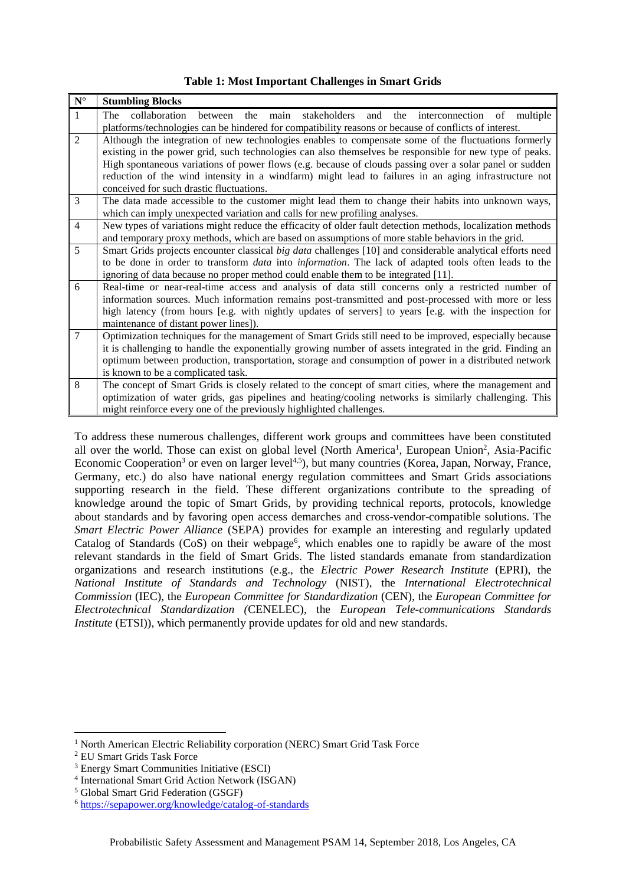**Table 1: Most Important Challenges in Smart Grids**

| N° | Stumbling Blocks |
|---|---|
| 1 | The collaboration between the main stakeholders and the interconnection of multiple platforms/technologies can be hindered for compatibility reasons or because of conflicts of interest. |
| 2 | Although the integration of new technologies enables to compensate some of the fluctuations formerly existing in the power grid, such technologies can also themselves be responsible for new type of peaks. High spontaneous variations of power flows (e.g. because of clouds passing over a solar panel or sudden reduction of the wind intensity in a windfarm) might lead to failures in an aging infrastructure not conceived for such drastic fluctuations. |
| 3 | The data made accessible to the customer might lead them to change their habits into unknown ways, which can imply unexpected variation and calls for new profiling analyses. |
| 4 | New types of variations might reduce the efficacity of older fault detection methods, localization methods and temporary proxy methods, which are based on assumptions of more stable behaviors in the grid. |
| 5 | Smart Grids projects encounter classical *big data* challenges [10] and considerable analytical efforts need to be done in order to transform *data* into *information*. The lack of adapted tools often leads to the ignoring of data because no proper method could enable them to be integrated [11]. |
| 6 | Real-time or near-real-time access and analysis of data still concerns only a restricted number of information sources. Much information remains post-transmitted and post-processed with more or less high latency (from hours [e.g. with nightly updates of servers] to years [e.g. with the inspection for maintenance of distant power lines]). |
| 7 | Optimization techniques for the management of Smart Grids still need to be improved, especially because it is challenging to handle the exponentially growing number of assets integrated in the grid. Finding an optimum between production, transportation, storage and consumption of power in a distributed network is known to be a complicated task. |
| 8 | The concept of Smart Grids is closely related to the concept of smart cities, where the management and optimization of water grids, gas pipelines and heating/cooling networks is similarly challenging. This might reinforce every one of the previously highlighted challenges. |

To address these numerous challenges, different work groups and committees have been constituted all over the world. Those can exist on global level (North America[1], European Union[2], Asia-Pacific Economic Cooperation[3] or even on larger level[4,5]), but many countries (Korea, Japan, Norway, France, Germany, etc.) do also have national energy regulation committees and Smart Grids associations supporting research in the field. These different organizations contribute to the spreading of knowledge around the topic of Smart Grids, by providing technical reports, protocols, knowledge about standards and by favoring open access demarches and cross-vendor-compatible solutions. The *Smart Electric Power Alliance* (SEPA) provides for example an interesting and regularly updated Catalog of Standards (CoS) on their webpage[6], which enables one to rapidly be aware of the most relevant standards in the field of Smart Grids. The listed standards emanate from standardization organizations and research institutions (e.g., the *Electric Power Research Institute* (EPRI), the *National Institute of Standards and Technology* (NIST), the *International Electrotechnical Commission* (IEC), the *European Committee for Standardization* (CEN), the *European Committee for Electrotechnical Standardization* (CENELEC), the *European Tele-communications Standards Institute* (ETSI)), which permanently provide updates for old and new standards.

[1] North American Electric Reliability corporation (NERC) Smart Grid Task Force

[2] EU Smart Grids Task Force

[3] Energy Smart Communities Initiative (ESCI)

[4] International Smart Grid Action Network (ISGAN)

[5] Global Smart Grid Federation (GSGF)

[6] https://sepapower.org/knowledge/catalog-of-standards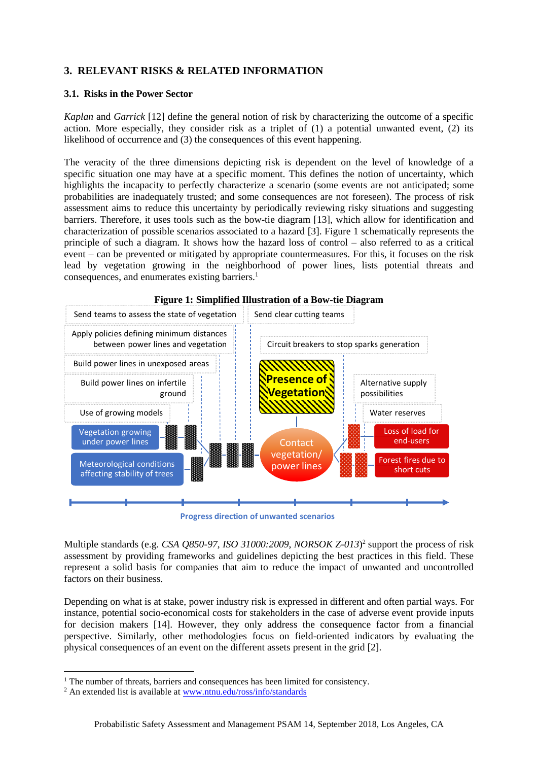## 3. RELEVANT RISKS & RELATED INFORMATION

### 3.1. Risks in the Power Sector

*Kaplan* and *Garrick* [12] define the general notion of risk by characterizing the outcome of a specific action. More especially, they consider risk as a triplet of (1) a potential unwanted event, (2) its likelihood of occurrence and (3) the consequences of this event happening.

The veracity of the three dimensions depicting risk is dependent on the level of knowledge of a specific situation one may have at a specific moment. This defines the notion of uncertainty, which highlights the incapacity to perfectly characterize a scenario (some events are not anticipated; some probabilities are inadequately trusted; and some consequences are not foreseen). The process of risk assessment aims to reduce this uncertainty by periodically reviewing risky situations and suggesting barriers. Therefore, it uses tools such as the bow-tie diagram [13], which allow for identification and characterization of possible scenarios associated to a hazard [3]. Figure 1 schematically represents the principle of such a diagram. It shows how the hazard loss of control – also referred to as a critical event – can be prevented or mitigated by appropriate countermeasures. For this, it focuses on the risk lead by vegetation growing in the neighborhood of power lines, lists potential threats and consequences, and enumerates existing barriers.[1]

**Figure 1: Simplified Illustration of a Bow-tie Diagram**

Send teams to assess the state of vegetation

Send clear cutting teams

Apply policies defining minimum distances between power lines and vegetation

Circuit breakers to stop sparks generation

Build power lines in unexposed areas

Presence of Vegetation

Build power lines on infertile ground

Alternative supply possibilities

Use of growing models

Water reserves

Vegetation growing under power lines

Loss of load for end-users

Contact vegetation/ power lines

Meteorological conditions affecting stability of trees

Forest fires due to short cuts

Progress direction of unwanted scenarios

Multiple standards (e.g. *CSA Q850-97*, *ISO 31000:2009*, *NORSOK Z-013*)[2] support the process of risk assessment by providing frameworks and guidelines depicting the best practices in this field. These represent a solid basis for companies that aim to reduce the impact of unwanted and uncontrolled factors on their business.

Depending on what is at stake, power industry risk is expressed in different and often partial ways. For instance, potential socio-economical costs for stakeholders in the case of adverse event provide inputs for decision makers [14]. However, they only address the consequence factor from a financial perspective. Similarly, other methodologies focus on field-oriented indicators by evaluating the physical consequences of an event on the different assets present in the grid [2].

---

[1] The number of threats, barriers and consequences has been limited for consistency.

[2] An extended list is available at www.ntnu.edu/ross/info/standards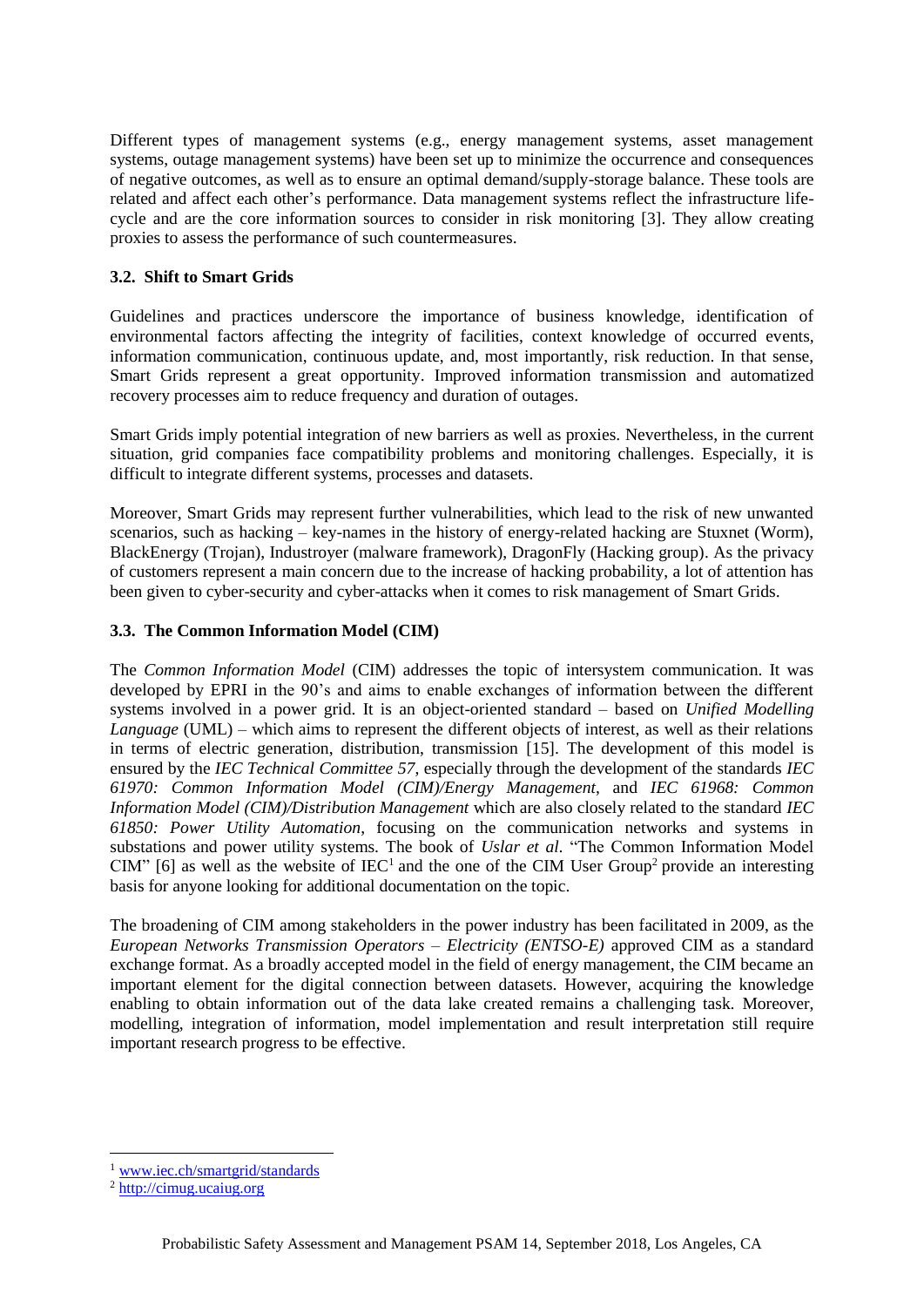Different types of management systems (e.g., energy management systems, asset management systems, outage management systems) have been set up to minimize the occurrence and consequences of negative outcomes, as well as to ensure an optimal demand/supply-storage balance. These tools are related and affect each other's performance. Data management systems reflect the infrastructure life-cycle and are the core information sources to consider in risk monitoring [3]. They allow creating proxies to assess the performance of such countermeasures.

### 3.2. Shift to Smart Grids

Guidelines and practices underscore the importance of business knowledge, identification of environmental factors affecting the integrity of facilities, context knowledge of occurred events, information communication, continuous update, and, most importantly, risk reduction. In that sense, Smart Grids represent a great opportunity. Improved information transmission and automatized recovery processes aim to reduce frequency and duration of outages.

Smart Grids imply potential integration of new barriers as well as proxies. Nevertheless, in the current situation, grid companies face compatibility problems and monitoring challenges. Especially, it is difficult to integrate different systems, processes and datasets.

Moreover, Smart Grids may represent further vulnerabilities, which lead to the risk of new unwanted scenarios, such as hacking – key-names in the history of energy-related hacking are Stuxnet (Worm), BlackEnergy (Trojan), Industroyer (malware framework), DragonFly (Hacking group). As the privacy of customers represent a main concern due to the increase of hacking probability, a lot of attention has been given to cyber-security and cyber-attacks when it comes to risk management of Smart Grids.

### 3.3. The Common Information Model (CIM)

The *Common Information Model* (CIM) addresses the topic of intersystem communication. It was developed by EPRI in the 90's and aims to enable exchanges of information between the different systems involved in a power grid. It is an object-oriented standard – based on *Unified Modelling Language* (UML) – which aims to represent the different objects of interest, as well as their relations in terms of electric generation, distribution, transmission [15]. The development of this model is ensured by the *IEC Technical Committee 57*, especially through the development of the standards *IEC 61970: Common Information Model (CIM)/Energy Management*, and *IEC 61968: Common Information Model (CIM)/Distribution Management* which are also closely related to the standard *IEC 61850: Power Utility Automation*, focusing on the communication networks and systems in substations and power utility systems. The book of *Uslar et al.* "The Common Information Model CIM" [6] as well as the website of IEC[1] and the one of the CIM User Group[2] provide an interesting basis for anyone looking for additional documentation on the topic.

The broadening of CIM among stakeholders in the power industry has been facilitated in 2009, as the *European Networks Transmission Operators – Electricity (ENTSO-E)* approved CIM as a standard exchange format. As a broadly accepted model in the field of energy management, the CIM became an important element for the digital connection between datasets. However, acquiring the knowledge enabling to obtain information out of the data lake created remains a challenging task. Moreover, modelling, integration of information, model implementation and result interpretation still require important research progress to be effective.

---

[1] www.iec.ch/smartgrid/standards

[2] http://cimug.ucaiug.org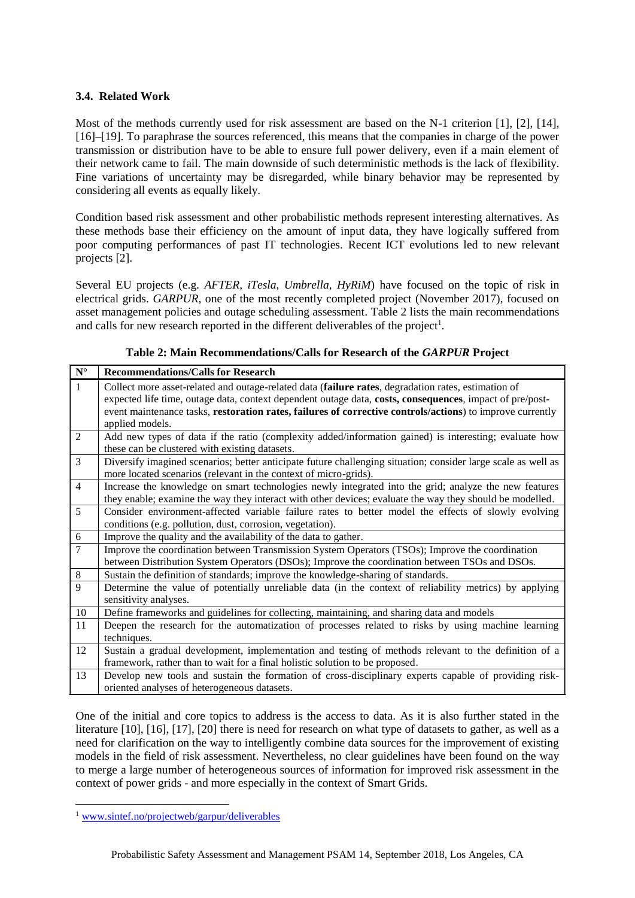### 3.4. Related Work

Most of the methods currently used for risk assessment are based on the N-1 criterion [1], [2], [14], [16]–[19]. To paraphrase the sources referenced, this means that the companies in charge of the power transmission or distribution have to be able to ensure full power delivery, even if a main element of their network came to fail. The main downside of such deterministic methods is the lack of flexibility. Fine variations of uncertainty may be disregarded, while binary behavior may be represented by considering all events as equally likely.

Condition based risk assessment and other probabilistic methods represent interesting alternatives. As these methods base their efficiency on the amount of input data, they have logically suffered from poor computing performances of past IT technologies. Recent ICT evolutions led to new relevant projects [2].

Several EU projects (e.g. *AFTER*, *iTesla*, *Umbrella*, *HyRiM*) have focused on the topic of risk in electrical grids. *GARPUR*, one of the most recently completed project (November 2017), focused on asset management policies and outage scheduling assessment. Table 2 lists the main recommendations and calls for new research reported in the different deliverables of the project[1].

**Table 2: Main Recommendations/Calls for Research of the *GARPUR* Project**

| N° | Recommendations/Calls for Research |
|---|---|
| 1 | Collect more asset-related and outage-related data (**failure rates**, degradation rates, estimation of expected life time, outage data, context dependent outage data, **costs, consequences**, impact of pre/post-event maintenance tasks, **restoration rates, failures of corrective controls/actions**) to improve currently applied models. |
| 2 | Add new types of data if the ratio (complexity added/information gained) is interesting; evaluate how these can be clustered with existing datasets. |
| 3 | Diversify imagined scenarios; better anticipate future challenging situation; consider large scale as well as more located scenarios (relevant in the context of micro-grids). |
| 4 | Increase the knowledge on smart technologies newly integrated into the grid; analyze the new features they enable; examine the way they interact with other devices; evaluate the way they should be modelled. |
| 5 | Consider environment-affected variable failure rates to better model the effects of slowly evolving conditions (e.g. pollution, dust, corrosion, vegetation). |
| 6 | Improve the quality and the availability of the data to gather. |
| 7 | Improve the coordination between Transmission System Operators (TSOs); Improve the coordination between Distribution System Operators (DSOs); Improve the coordination between TSOs and DSOs. |
| 8 | Sustain the definition of standards; improve the knowledge-sharing of standards. |
| 9 | Determine the value of potentially unreliable data (in the context of reliability metrics) by applying sensitivity analyses. |
| 10 | Define frameworks and guidelines for collecting, maintaining, and sharing data and models |
| 11 | Deepen the research for the automatization of processes related to risks by using machine learning techniques. |
| 12 | Sustain a gradual development, implementation and testing of methods relevant to the definition of a framework, rather than to wait for a final holistic solution to be proposed. |
| 13 | Develop new tools and sustain the formation of cross-disciplinary experts capable of providing risk-oriented analyses of heterogeneous datasets. |

One of the initial and core topics to address is the access to data. As it is also further stated in the literature [10], [16], [17], [20] there is need for research on what type of datasets to gather, as well as a need for clarification on the way to intelligently combine data sources for the improvement of existing models in the field of risk assessment. Nevertheless, no clear guidelines have been found on the way to merge a large number of heterogeneous sources of information for improved risk assessment in the context of power grids - and more especially in the context of Smart Grids.

[1] www.sintef.no/projectweb/garpur/deliverables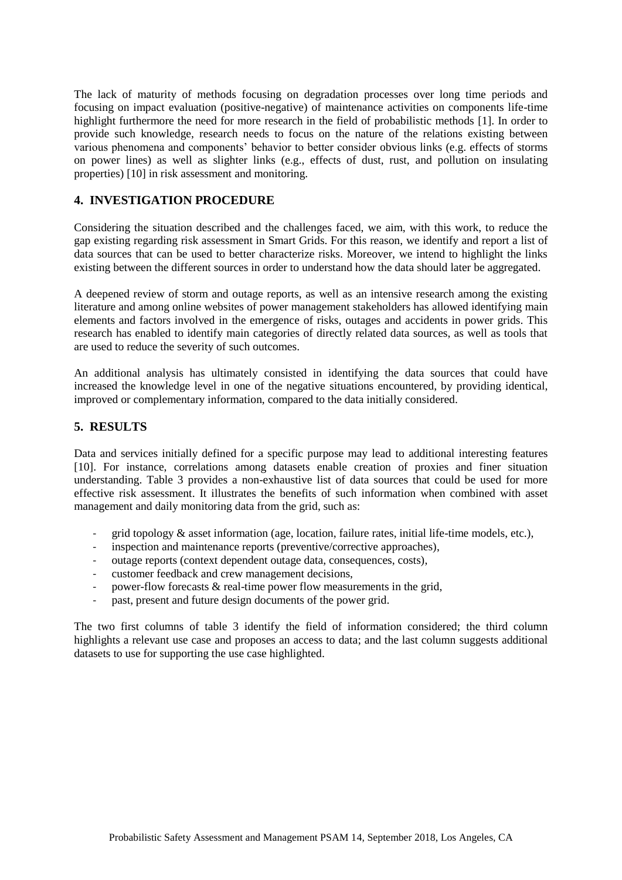The lack of maturity of methods focusing on degradation processes over long time periods and focusing on impact evaluation (positive-negative) of maintenance activities on components life-time highlight furthermore the need for more research in the field of probabilistic methods [1]. In order to provide such knowledge, research needs to focus on the nature of the relations existing between various phenomena and components' behavior to better consider obvious links (e.g. effects of storms on power lines) as well as slighter links (e.g., effects of dust, rust, and pollution on insulating properties) [10] in risk assessment and monitoring.

## 4. INVESTIGATION PROCEDURE

Considering the situation described and the challenges faced, we aim, with this work, to reduce the gap existing regarding risk assessment in Smart Grids. For this reason, we identify and report a list of data sources that can be used to better characterize risks. Moreover, we intend to highlight the links existing between the different sources in order to understand how the data should later be aggregated.

A deepened review of storm and outage reports, as well as an intensive research among the existing literature and among online websites of power management stakeholders has allowed identifying main elements and factors involved in the emergence of risks, outages and accidents in power grids. This research has enabled to identify main categories of directly related data sources, as well as tools that are used to reduce the severity of such outcomes.

An additional analysis has ultimately consisted in identifying the data sources that could have increased the knowledge level in one of the negative situations encountered, by providing identical, improved or complementary information, compared to the data initially considered.

## 5. RESULTS

Data and services initially defined for a specific purpose may lead to additional interesting features [10]. For instance, correlations among datasets enable creation of proxies and finer situation understanding. Table 3 provides a non-exhaustive list of data sources that could be used for more effective risk assessment. It illustrates the benefits of such information when combined with asset management and daily monitoring data from the grid, such as:

- grid topology & asset information (age, location, failure rates, initial life-time models, etc.),
- inspection and maintenance reports (preventive/corrective approaches),
- outage reports (context dependent outage data, consequences, costs),
- customer feedback and crew management decisions,
- power-flow forecasts & real-time power flow measurements in the grid,
- past, present and future design documents of the power grid.

The two first columns of table 3 identify the field of information considered; the third column highlights a relevant use case and proposes an access to data; and the last column suggests additional datasets to use for supporting the use case highlighted.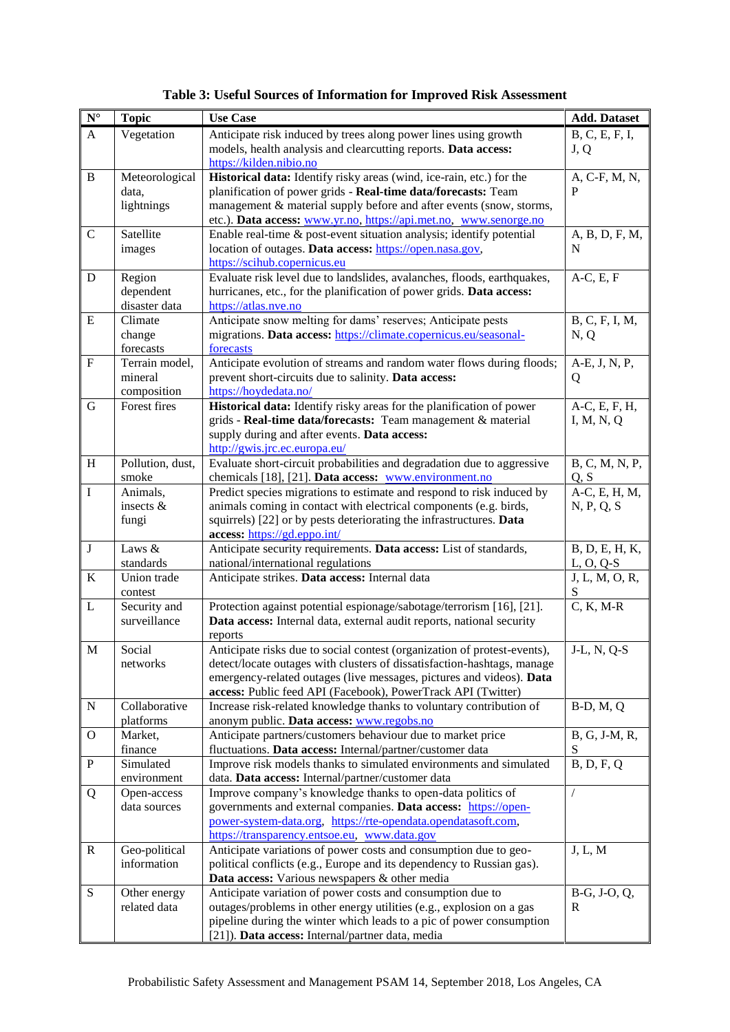**Table 3: Useful Sources of Information for Improved Risk Assessment**

| N° | Topic | Use Case | Add. Dataset |
|---|---|---|---|
| A | Vegetation | Anticipate risk induced by trees along power lines using growth models, health analysis and clearcutting reports. **Data access:** https://kilden.nibio.no | B, C, E, F, I, J, Q |
| B | Meteorological data, lightnings | **Historical data:** Identify risky areas (wind, ice-rain, etc.) for the planification of power grids - **Real-time data/forecasts:** Team management & material supply before and after events (snow, storms, etc.). **Data access:** www.yr.no, https://api.met.no, www.senorge.no | A, C-F, M, N, P |
| C | Satellite images | Enable real-time & post-event situation analysis; identify potential location of outages. **Data access:** https://open.nasa.gov, https://scihub.copernicus.eu | A, B, D, F, M, N |
| D | Region dependent disaster data | Evaluate risk level due to landslides, avalanches, floods, earthquakes, hurricanes, etc., for the planification of power grids. **Data access:** https://atlas.nve.no | A-C, E, F |
| E | Climate change forecasts | Anticipate snow melting for dams' reserves; Anticipate pests migrations. **Data access:** https://climate.copernicus.eu/seasonal-forecasts | B, C, F, I, M, N, Q |
| F | Terrain model, mineral composition | Anticipate evolution of streams and random water flows during floods; prevent short-circuits due to salinity. **Data access:** https://hoydedata.no/ | A-E, J, N, P, Q |
| G | Forest fires | **Historical data:** Identify risky areas for the planification of power grids - **Real-time data/forecasts:** Team management & material supply during and after events. **Data access:** http://gwis.jrc.ec.europa.eu/ | A-C, E, F, H, I, M, N, Q |
| H | Pollution, dust, smoke | Evaluate short-circuit probabilities and degradation due to aggressive chemicals [18], [21]. **Data access:** www.environment.no | B, C, M, N, P, Q, S |
| I | Animals, insects & fungi | Predict species migrations to estimate and respond to risk induced by animals coming in contact with electrical components (e.g. birds, squirrels) [22] or by pests deteriorating the infrastructures. **Data access:** https://gd.eppo.int/ | A-C, E, H, M, N, P, Q, S |
| J | Laws & standards | Anticipate security requirements. **Data access:** List of standards, national/international regulations | B, D, E, H, K, L, O, Q-S |
| K | Union trade contest | Anticipate strikes. **Data access:** Internal data | J, L, M, O, R, S |
| L | Security and surveillance | Protection against potential espionage/sabotage/terrorism [16], [21]. **Data access:** Internal data, external audit reports, national security reports | C, K, M-R |
| M | Social networks | Anticipate risks due to social contest (organization of protest-events), detect/locate outages with clusters of dissatisfaction-hashtags, manage emergency-related outages (live messages, pictures and videos). **Data access:** Public feed API (Facebook), PowerTrack API (Twitter) | J-L, N, Q-S |
| N | Collaborative platforms | Increase risk-related knowledge thanks to voluntary contribution of anonym public. **Data access:** www.regobs.no | B-D, M, Q |
| O | Market, finance | Anticipate partners/customers behaviour due to market price fluctuations. **Data access:** Internal/partner/customer data | B, G, J-M, R, S |
| P | Simulated environment | Improve risk models thanks to simulated environments and simulated data. **Data access:** Internal/partner/customer data | B, D, F, Q |
| Q | Open-access data sources | Improve company's knowledge thanks to open-data politics of governments and external companies. **Data access:** https://open-power-system-data.org, https://rte-opendata.opendatasoft.com, https://transparency.entsoe.eu, www.data.gov | / |
| R | Geo-political information | Anticipate variations of power costs and consumption due to geo-political conflicts (e.g., Europe and its dependency to Russian gas). **Data access:** Various newspapers & other media | J, L, M |
| S | Other energy related data | Anticipate variation of power costs and consumption due to outages/problems in other energy utilities (e.g., explosion on a gas pipeline during the winter which leads to a pic of power consumption [21]). **Data access:** Internal/partner data, media | B-G, J-O, Q, R |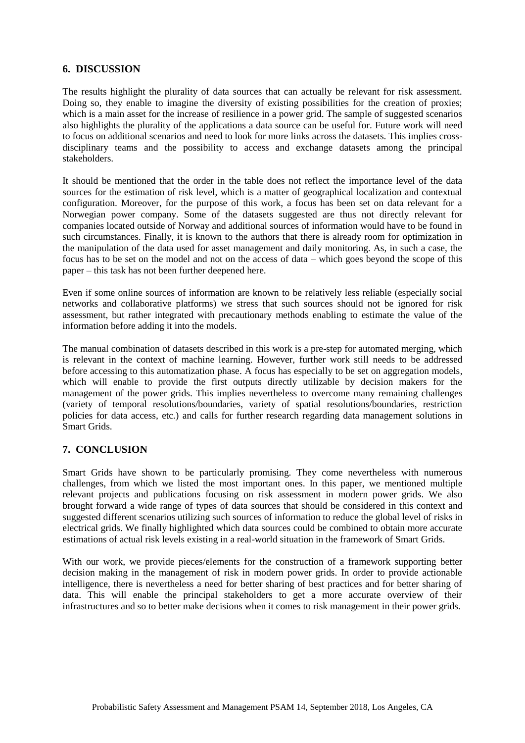## 6. DISCUSSION

The results highlight the plurality of data sources that can actually be relevant for risk assessment. Doing so, they enable to imagine the diversity of existing possibilities for the creation of proxies; which is a main asset for the increase of resilience in a power grid. The sample of suggested scenarios also highlights the plurality of the applications a data source can be useful for. Future work will need to focus on additional scenarios and need to look for more links across the datasets. This implies cross-disciplinary teams and the possibility to access and exchange datasets among the principal stakeholders.

It should be mentioned that the order in the table does not reflect the importance level of the data sources for the estimation of risk level, which is a matter of geographical localization and contextual configuration. Moreover, for the purpose of this work, a focus has been set on data relevant for a Norwegian power company. Some of the datasets suggested are thus not directly relevant for companies located outside of Norway and additional sources of information would have to be found in such circumstances. Finally, it is known to the authors that there is already room for optimization in the manipulation of the data used for asset management and daily monitoring. As, in such a case, the focus has to be set on the model and not on the access of data – which goes beyond the scope of this paper – this task has not been further deepened here.

Even if some online sources of information are known to be relatively less reliable (especially social networks and collaborative platforms) we stress that such sources should not be ignored for risk assessment, but rather integrated with precautionary methods enabling to estimate the value of the information before adding it into the models.

The manual combination of datasets described in this work is a pre-step for automated merging, which is relevant in the context of machine learning. However, further work still needs to be addressed before accessing to this automatization phase. A focus has especially to be set on aggregation models, which will enable to provide the first outputs directly utilizable by decision makers for the management of the power grids. This implies nevertheless to overcome many remaining challenges (variety of temporal resolutions/boundaries, variety of spatial resolutions/boundaries, restriction policies for data access, etc.) and calls for further research regarding data management solutions in Smart Grids.

## 7. CONCLUSION

Smart Grids have shown to be particularly promising. They come nevertheless with numerous challenges, from which we listed the most important ones. In this paper, we mentioned multiple relevant projects and publications focusing on risk assessment in modern power grids. We also brought forward a wide range of types of data sources that should be considered in this context and suggested different scenarios utilizing such sources of information to reduce the global level of risks in electrical grids. We finally highlighted which data sources could be combined to obtain more accurate estimations of actual risk levels existing in a real-world situation in the framework of Smart Grids.

With our work, we provide pieces/elements for the construction of a framework supporting better decision making in the management of risk in modern power grids. In order to provide actionable intelligence, there is nevertheless a need for better sharing of best practices and for better sharing of data. This will enable the principal stakeholders to get a more accurate overview of their infrastructures and so to better make decisions when it comes to risk management in their power grids.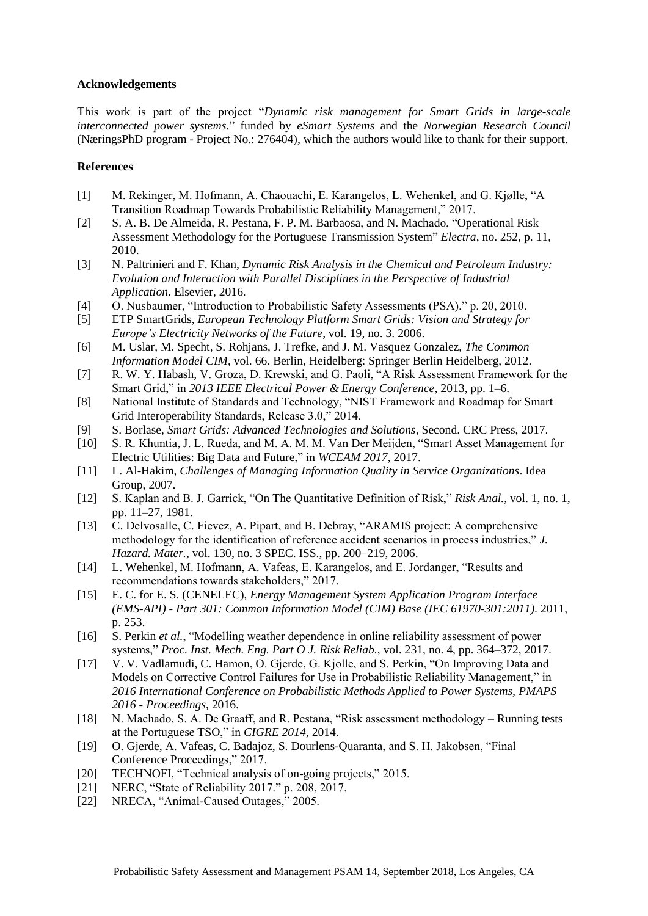**Acknowledgements**

This work is part of the project "*Dynamic risk management for Smart Grids in large-scale interconnected power systems.*" funded by *eSmart Systems* and the *Norwegian Research Council* (NæringsPhD program - Project No.: 276404), which the authors would like to thank for their support.

**References**

[1] M. Rekinger, M. Hofmann, A. Chaouachi, E. Karangelos, L. Wehenkel, and G. Kjølle, "A Transition Roadmap Towards Probabilistic Reliability Management," 2017.

[2] S. A. B. De Almeida, R. Pestana, F. P. M. Barbaosa, and N. Machado, "Operational Risk Assessment Methodology for the Portuguese Transmission System" *Electra*, no. 252, p. 11, 2010.

[3] N. Paltrinieri and F. Khan, *Dynamic Risk Analysis in the Chemical and Petroleum Industry: Evolution and Interaction with Parallel Disciplines in the Perspective of Industrial Application*. Elsevier, 2016.

[4] O. Nusbaumer, "Introduction to Probabilistic Safety Assessments (PSA)." p. 20, 2010.

[5] ETP SmartGrids, *European Technology Platform Smart Grids: Vision and Strategy for Europe's Electricity Networks of the Future*, vol. 19, no. 3. 2006.

[6] M. Uslar, M. Specht, S. Rohjans, J. Trefke, and J. M. Vasquez Gonzalez, *The Common Information Model CIM*, vol. 66. Berlin, Heidelberg: Springer Berlin Heidelberg, 2012.

[7] R. W. Y. Habash, V. Groza, D. Krewski, and G. Paoli, "A Risk Assessment Framework for the Smart Grid," in *2013 IEEE Electrical Power & Energy Conference*, 2013, pp. 1–6.

[8] National Institute of Standards and Technology, "NIST Framework and Roadmap for Smart Grid Interoperability Standards, Release 3.0," 2014.

[9] S. Borlase, *Smart Grids: Advanced Technologies and Solutions*, Second. CRC Press, 2017.

[10] S. R. Khuntia, J. L. Rueda, and M. A. M. M. Van Der Meijden, "Smart Asset Management for Electric Utilities: Big Data and Future," in *WCEAM 2017*, 2017.

[11] L. Al-Hakim, *Challenges of Managing Information Quality in Service Organizations*. Idea Group, 2007.

[12] S. Kaplan and B. J. Garrick, "On The Quantitative Definition of Risk," *Risk Anal.*, vol. 1, no. 1, pp. 11–27, 1981.

[13] C. Delvosalle, C. Fievez, A. Pipart, and B. Debray, "ARAMIS project: A comprehensive methodology for the identification of reference accident scenarios in process industries," *J. Hazard. Mater.*, vol. 130, no. 3 SPEC. ISS., pp. 200–219, 2006.

[14] L. Wehenkel, M. Hofmann, A. Vafeas, E. Karangelos, and E. Jordanger, "Results and recommendations towards stakeholders," 2017.

[15] E. C. for E. S. (CENELEC), *Energy Management System Application Program Interface (EMS-API) - Part 301: Common Information Model (CIM) Base (IEC 61970-301:2011)*. 2011, p. 253.

[16] S. Perkin *et al.*, "Modelling weather dependence in online reliability assessment of power systems," *Proc. Inst. Mech. Eng. Part O J. Risk Reliab.*, vol. 231, no. 4, pp. 364–372, 2017.

[17] V. V. Vadlamudi, C. Hamon, O. Gjerde, G. Kjolle, and S. Perkin, "On Improving Data and Models on Corrective Control Failures for Use in Probabilistic Reliability Management," in *2016 International Conference on Probabilistic Methods Applied to Power Systems, PMAPS 2016 - Proceedings*, 2016.

[18] N. Machado, S. A. De Graaff, and R. Pestana, "Risk assessment methodology – Running tests at the Portuguese TSO," in *CIGRE 2014*, 2014.

[19] O. Gjerde, A. Vafeas, C. Badajoz, S. Dourlens-Quaranta, and S. H. Jakobsen, "Final Conference Proceedings," 2017.

[20] TECHNOFI, "Technical analysis of on-going projects," 2015.

[21] NERC, "State of Reliability 2017." p. 208, 2017.

[22] NRECA, "Animal-Caused Outages," 2005.